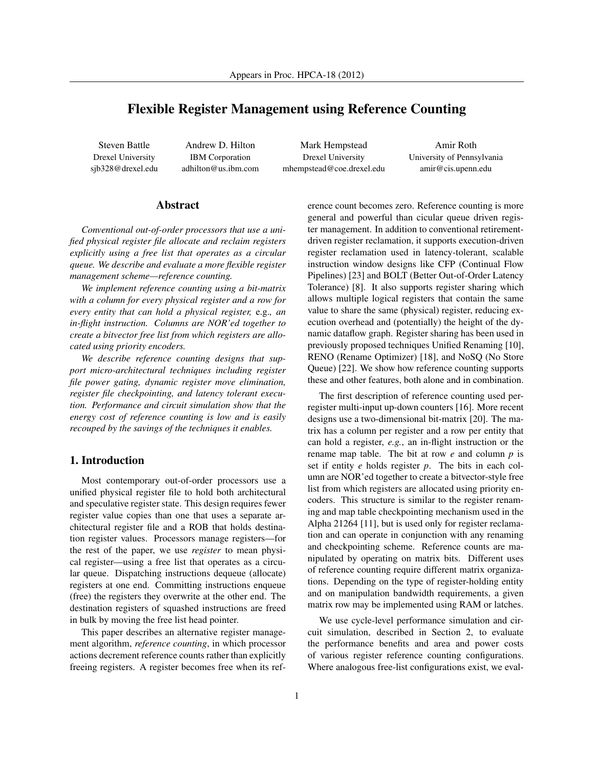# Flexible Register Management using Reference Counting

Steven Battle
Drexel University
sjb328@drexel.edu

Andrew D. Hilton
IBM Corporation
adhilton@us.ibm.com

Mark Hempstead
Drexel University
mhempstead@coe.drexel.edu

Amir Roth
University of Pennsylvania
amir@cis.upenn.edu

## Abstract

*Conventional out-of-order processors that use a unified physical register file allocate and reclaim registers explicitly using a free list that operates as a circular queue. We describe and evaluate a more flexible register management scheme—reference counting.*

*We implement reference counting using a bit-matrix with a column for every physical register and a row for every entity that can hold a physical register,* e.g.*, an in-flight instruction. Columns are NOR'ed together to create a bitvector free list from which registers are allocated using priority encoders.*

*We describe reference counting designs that support micro-architectural techniques including register file power gating, dynamic register move elimination, register file checkpointing, and latency tolerant execution. Performance and circuit simulation show that the energy cost of reference counting is low and is easily recouped by the savings of the techniques it enables.*

## 1. Introduction

Most contemporary out-of-order processors use a unified physical register file to hold both architectural and speculative register state. This design requires fewer register value copies than one that uses a separate architectural register file and a ROB that holds destination register values. Processors manage registers—for the rest of the paper, we use *register* to mean physical register—using a free list that operates as a circular queue. Dispatching instructions dequeue (allocate) registers at one end. Committing instructions enqueue (free) the registers they overwrite at the other end. The destination registers of squashed instructions are freed in bulk by moving the free list head pointer.

This paper describes an alternative register management algorithm, *reference counting*, in which processor actions decrement reference counts rather than explicitly freeing registers. A register becomes free when its reference count becomes zero. Reference counting is more general and powerful than cicular queue driven register management. In addition to conventional retirement-driven register reclamation, it supports execution-driven register reclamation used in latency-tolerant, scalable instruction window designs like CFP (Continual Flow Pipelines) [23] and BOLT (Better Out-of-Order Latency Tolerance) [8]. It also supports register sharing which allows multiple logical registers that contain the same value to share the same (physical) register, reducing execution overhead and (potentially) the height of the dynamic dataflow graph. Register sharing has been used in previously proposed techniques Unified Renaming [10], RENO (Rename Optimizer) [18], and NoSQ (No Store Queue) [22]. We show how reference counting supports these and other features, both alone and in combination.

The first description of reference counting used per-register multi-input up-down counters [16]. More recent designs use a two-dimensional bit-matrix [20]. The matrix has a column per register and a row per entity that can hold a register, *e.g.*, an in-flight instruction or the rename map table. The bit at row *e* and column *p* is set if entity *e* holds register *p*. The bits in each column are NOR'ed together to create a bitvector-style free list from which registers are allocated using priority encoders. This structure is similar to the register renaming and map table checkpointing mechanism used in the Alpha 21264 [11], but is used only for register reclamation and can operate in conjunction with any renaming and checkpointing scheme. Reference counts are manipulated by operating on matrix bits. Different uses of reference counting require different matrix organizations. Depending on the type of register-holding entity and on manipulation bandwidth requirements, a given matrix row may be implemented using RAM or latches.

We use cycle-level performance simulation and circuit simulation, described in Section 2, to evaluate the performance benefits and area and power costs of various register reference counting configurations. Where analogous free-list configurations exist, we eval-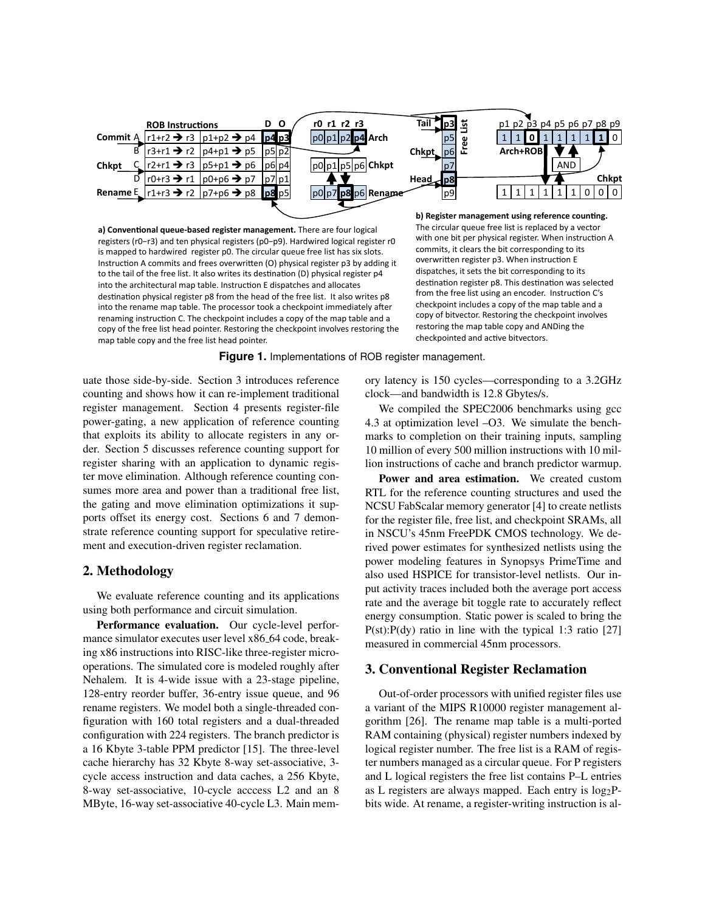**a) Conventional queue-based register management.** There are four logical registers (r0–r3) and ten physical registers (p0–p9). Hardwired logical register r0 is mapped to hardwired register p0. The circular queue free list has six slots. Instruction A commits and frees overwritten (O) physical register p3 by adding it to the tail of the free list. It also writes its destination (D) physical register p4 into the architectural map table. Instruction E dispatches and allocates destination physical register p8 from the head of the free list. It also writes p8 into the rename map table. The processor took a checkpoint immediately after renaming instruction C. The checkpoint includes a copy of the map table and a copy of the free list head pointer. Restoring the checkpoint involves restoring the map table copy and the free list head pointer.

**b) Register management using reference counting.** The circular queue free list is replaced by a vector with one bit per physical register. When instruction A commits, it clears the bit corresponding to its overwritten register p3. When instruction E dispatches, it sets the bit corresponding to its destination register p8. This destination was selected from the free list using an encoder. Instruction C's checkpoint includes a copy of the map table and a copy of bitvector. Restoring the checkpoint involves restoring the map table copy and ANDing the checkpointed and active bitvectors.

**Figure 1.** Implementations of ROB register management.

uate those side-by-side. Section 3 introduces reference counting and shows how it can re-implement traditional register management. Section 4 presents register-file power-gating, a new application of reference counting that exploits its ability to allocate registers in any order. Section 5 discusses reference counting support for register sharing with an application to dynamic register move elimination. Although reference counting consumes more area and power than a traditional free list, the gating and move elimination optimizations it supports offset its energy cost. Sections 6 and 7 demonstrate reference counting support for speculative retirement and execution-driven register reclamation.

## 2. Methodology

We evaluate reference counting and its applications using both performance and circuit simulation.

**Performance evaluation.** Our cycle-level performance simulator executes user level x86_64 code, breaking x86 instructions into RISC-like three-register micro-operations. The simulated core is modeled roughly after Nehalem. It is 4-wide issue with a 23-stage pipeline, 128-entry reorder buffer, 36-entry issue queue, and 96 rename registers. We model both a single-threaded configuration with 160 total registers and a dual-threaded configuration with 224 registers. The branch predictor is a 16 Kbyte 3-table PPM predictor [15]. The three-level cache hierarchy has 32 Kbyte 8-way set-associative, 3-cycle access instruction and data caches, a 256 Kbyte, 8-way set-associative, 10-cycle acccess L2 and an 8 MByte, 16-way set-associative 40-cycle L3. Main memory latency is 150 cycles—corresponding to a 3.2GHz clock—and bandwidth is 12.8 Gbytes/s.

We compiled the SPEC2006 benchmarks using gcc 4.3 at optimization level –O3. We simulate the benchmarks to completion on their training inputs, sampling 10 million of every 500 million instructions with 10 million instructions of cache and branch predictor warmup.

**Power and area estimation.** We created custom RTL for the reference counting structures and used the NCSU FabScalar memory generator [4] to create netlists for the register file, free list, and checkpoint SRAMs, all in NSCU's 45nm FreePDK CMOS technology. We derived power estimates for synthesized netlists using the power modeling features in Synopsys PrimeTime and also used HSPICE for transistor-level netlists. Our input activity traces included both the average port access rate and the average bit toggle rate to accurately reflect energy consumption. Static power is scaled to bring the P(st):P(dy) ratio in line with the typical 1:3 ratio [27] measured in commercial 45nm processors.

## 3. Conventional Register Reclamation

Out-of-order processors with unified register files use a variant of the MIPS R10000 register management algorithm [26]. The rename map table is a multi-ported RAM containing (physical) register numbers indexed by logical register number. The free list is a RAM of register numbers managed as a circular queue. For P registers and L logical registers the free list contains P–L entries as L registers are always mapped. Each entry is $\log_2 P$-bits wide. At rename, a register-writing instruction is al-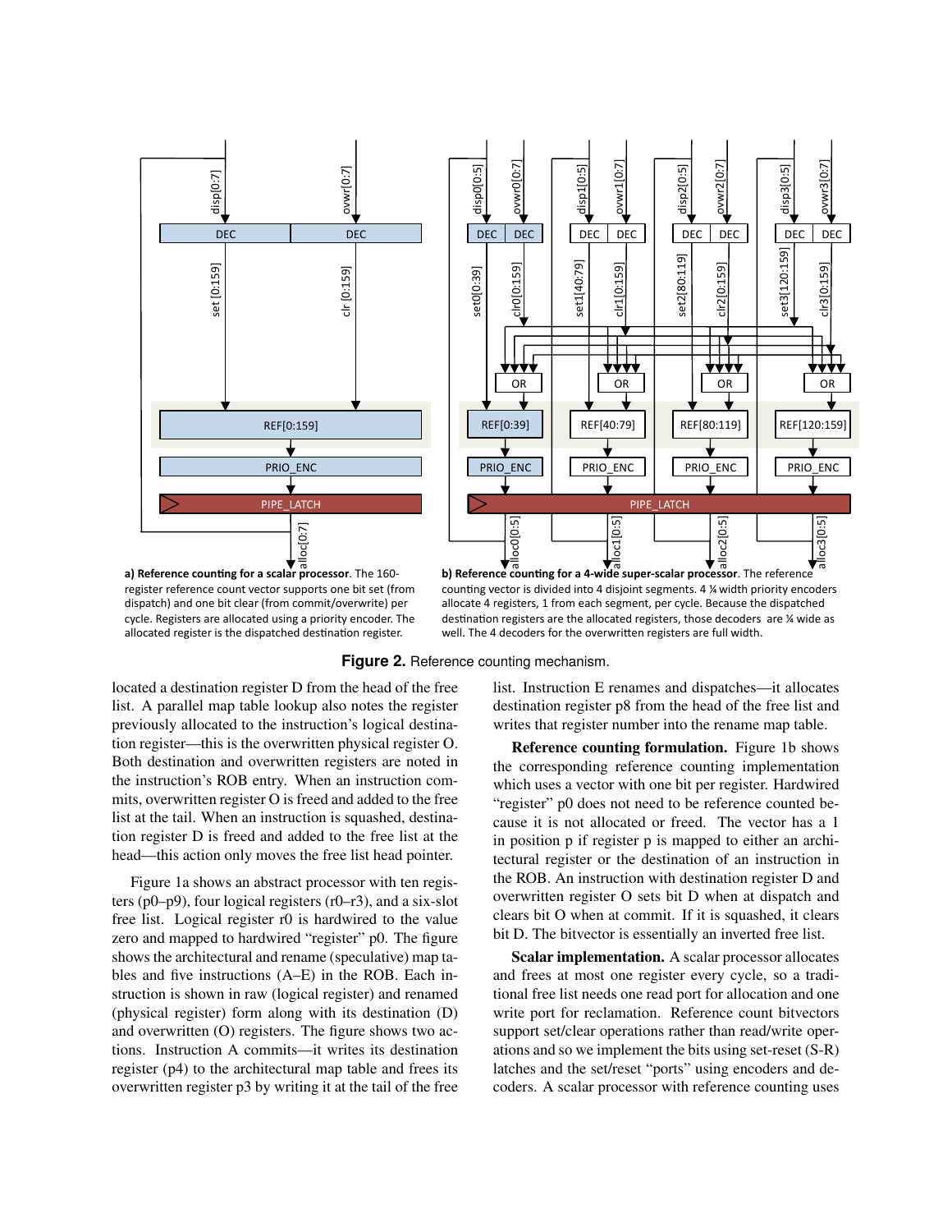**a) Reference counting for a scalar processor**. The 160-register reference count vector supports one bit set (from dispatch) and one bit clear (from commit/overwrite) per cycle. Registers are allocated using a priority encoder. The allocated register is the dispatched destination register.

**b) Reference counting for a 4-wide super-scalar processor**. The reference counting vector is divided into 4 disjoint segments. 4 ¼ width priority encoders allocate 4 registers, 1 from each segment, per cycle. Because the dispatched destination registers are the allocated registers, those decoders are ¼ wide as well. The 4 decoders for the overwritten registers are full width.

**Figure 2.** Reference counting mechanism.

located a destination register D from the head of the free list. A parallel map table lookup also notes the register previously allocated to the instruction's logical destination register—this is the overwritten physical register O. Both destination and overwritten registers are noted in the instruction's ROB entry. When an instruction commits, overwritten register O is freed and added to the free list at the tail. When an instruction is squashed, destination register D is freed and added to the free list at the head—this action only moves the free list head pointer.

Figure 1a shows an abstract processor with ten registers (p0–p9), four logical registers (r0–r3), and a six-slot free list. Logical register r0 is hardwired to the value zero and mapped to hardwired "register" p0. The figure shows the architectural and rename (speculative) map tables and five instructions (A–E) in the ROB. Each instruction is shown in raw (logical register) and renamed (physical register) form along with its destination (D) and overwritten (O) registers. The figure shows two actions. Instruction A commits—it writes its destination register (p4) to the architectural map table and frees its overwritten register p3 by writing it at the tail of the free list. Instruction E renames and dispatches—it allocates destination register p8 from the head of the free list and writes that register number into the rename map table.

**Reference counting formulation.** Figure 1b shows the corresponding reference counting implementation which uses a vector with one bit per register. Hardwired "register" p0 does not need to be reference counted because it is not allocated or freed. The vector has a 1 in position p if register p is mapped to either an architectural register or the destination of an instruction in the ROB. An instruction with destination register D and overwritten register O sets bit D when at dispatch and clears bit O when at commit. If it is squashed, it clears bit D. The bitvector is essentially an inverted free list.

**Scalar implementation.** A scalar processor allocates and frees at most one register every cycle, so a traditional free list needs one read port for allocation and one write port for reclamation. Reference count bitvectors support set/clear operations rather than read/write operations and so we implement the bits using set-reset (S-R) latches and the set/reset "ports" using encoders and decoders. A scalar processor with reference counting uses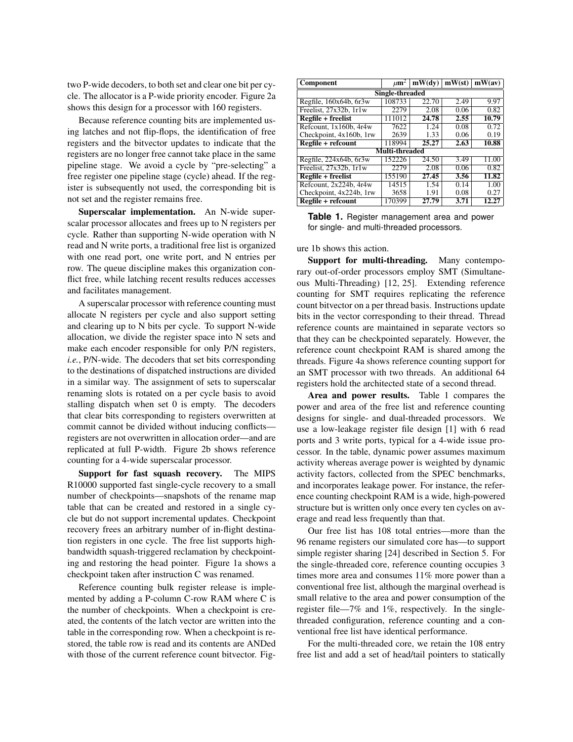two P-wide decoders, to both set and clear one bit per cycle. The allocator is a P-wide priority encoder. Figure 2a shows this design for a processor with 160 registers.

Because reference counting bits are implemented using latches and not flip-flops, the identification of free registers and the bitvector updates to indicate that the registers are no longer free cannot take place in the same pipeline stage. We avoid a cycle by "pre-selecting" a free register one pipeline stage (cycle) ahead. If the register is subsequently not used, the corresponding bit is not set and the register remains free.

**Superscalar implementation.** An N-wide superscalar processor allocates and frees up to N registers per cycle. Rather than supporting N-wide operation with N read and N write ports, a traditional free list is organized with one read port, one write port, and N entries per row. The queue discipline makes this organization conflict free, while latching recent results reduces accesses and facilitates management.

A superscalar processor with reference counting must allocate N registers per cycle and also support setting and clearing up to N bits per cycle. To support N-wide allocation, we divide the register space into N sets and make each encoder responsible for only P/N registers, *i.e.*, P/N-wide. The decoders that set bits corresponding to the destinations of dispatched instructions are divided in a similar way. The assignment of sets to superscalar renaming slots is rotated on a per cycle basis to avoid stalling dispatch when set 0 is empty. The decoders that clear bits corresponding to registers overwritten at commit cannot be divided without inducing conflicts—registers are not overwritten in allocation order—and are replicated at full P-width. Figure 2b shows reference counting for a 4-wide superscalar processor.

**Support for fast squash recovery.** The MIPS R10000 supported fast single-cycle recovery to a small number of checkpoints—snapshots of the rename map table that can be created and restored in a single cycle but do not support incremental updates. Checkpoint recovery frees an arbitrary number of in-flight destination registers in one cycle. The free list supports high-bandwidth squash-triggered reclamation by checkpointing and restoring the head pointer. Figure 1a shows a checkpoint taken after instruction C was renamed.

Reference counting bulk register release is implemented by adding a P-column C-row RAM where C is the number of checkpoints. When a checkpoint is created, the contents of the latch vector are written into the table in the corresponding row. When a checkpoint is restored, the table row is read and its contents are ANDed with those of the current reference count bitvector. Figure 1b shows this action.

| Component | $\mu m^2$ | mW(dy) | mW(st) | mW(av) |
|---|---|---|---|---|
| **Single-threaded** | | | | |
| Regfile, 160x64b, 6r3w | 108733 | 22.70 | 2.49 | 9.97 |
| Freelist, 27x32b, 1r1w | 2279 | 2.08 | 0.06 | 0.82 |
| **Regfile + freelist** | 111012 | **24.78** | **2.55** | **10.79** |
| Refcount, 1x160b, 4r4w | 7622 | 1.24 | 0.08 | 0.72 |
| Checkpoint, 4x160b, 1rw | 2639 | 1.33 | 0.06 | 0.19 |
| **Regfile + refcount** | 118994 | **25.27** | **2.63** | **10.88** |
| **Multi-threaded** | | | | |
| Regfile, 224x64b, 6r3w | 152226 | 24.50 | 3.49 | 11.00 |
| Freelist, 27x32b, 1r1w | 2279 | 2.08 | 0.06 | 0.82 |
| **Regfile + freelist** | 155190 | **27.45** | **3.56** | **11.82** |
| Refcount, 2x224b, 4r4w | 14515 | 1.54 | 0.14 | 1.00 |
| Checkpoint, 4x224b, 1rw | 3658 | 1.91 | 0.08 | 0.27 |
| **Regfile + refcount** | 170399 | **27.79** | **3.71** | **12.27** |

**Table 1.** Register management area and power for single- and multi-threaded processors.

**Support for multi-threading.** Many contemporary out-of-order processors employ SMT (Simultaneous Multi-Threading) [12, 25]. Extending reference counting for SMT requires replicating the reference count bitvector on a per thread basis. Instructions update bits in the vector corresponding to their thread. Thread reference counts are maintained in separate vectors so that they can be checkpointed separately. However, the reference count checkpoint RAM is shared among the threads. Figure 4a shows reference counting support for an SMT processor with two threads. An additional 64 registers hold the architected state of a second thread.

**Area and power results.** Table 1 compares the power and area of the free list and reference counting designs for single- and dual-threaded processors. We use a low-leakage register file design [1] with 6 read ports and 3 write ports, typical for a 4-wide issue processor. In the table, dynamic power assumes maximum activity whereas average power is weighted by dynamic activity factors, collected from the SPEC benchmarks, and incorporates leakage power. For instance, the reference counting checkpoint RAM is a wide, high-powered structure but is written only once every ten cycles on average and read less frequently than that.

Our free list has 108 total entries—more than the 96 rename registers our simulated core has—to support simple register sharing [24] described in Section 5. For the single-threaded core, reference counting occupies 3 times more area and consumes 11% more power than a conventional free list, although the marginal overhead is small relative to the area and power consumption of the register file—7% and 1%, respectively. In the single-threaded configuration, reference counting and a conventional free list have identical performance.

For the multi-threaded core, we retain the 108 entry free list and add a set of head/tail pointers to statically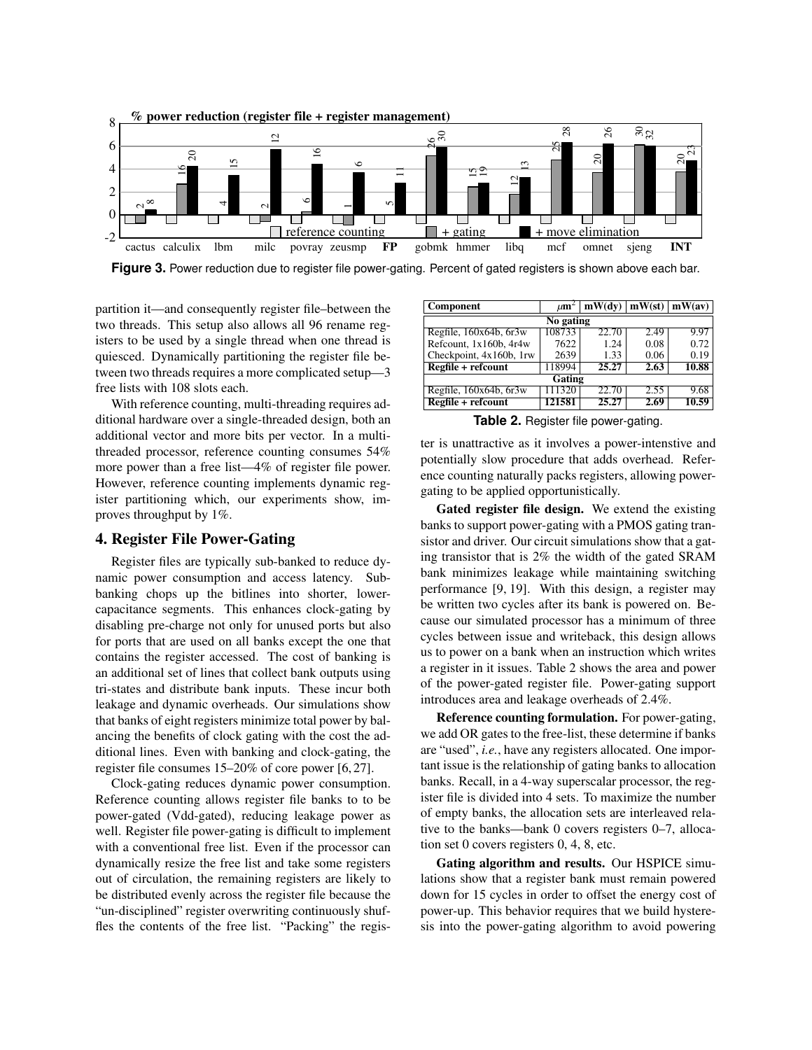**Figure 3.** Power reduction due to register file power-gating. Percent of gated registers is shown above each bar.

partition it—and consequently register file–between the two threads. This setup also allows all 96 rename registers to be used by a single thread when one thread is quiesced. Dynamically partitioning the register file between two threads requires a more complicated setup—3 free lists with 108 slots each.

With reference counting, multi-threading requires additional hardware over a single-threaded design, both an additional vector and more bits per vector. In a multi-threaded processor, reference counting consumes 54% more power than a free list—4% of register file power. However, reference counting implements dynamic register partitioning which, our experiments show, improves throughput by 1%.

## 4. Register File Power-Gating

Register files are typically sub-banked to reduce dynamic power consumption and access latency. Sub-banking chops up the bitlines into shorter, lower-capacitance segments. This enhances clock-gating by disabling pre-charge not only for unused ports but also for ports that are used on all banks except the one that contains the register accessed. The cost of banking is an additional set of lines that collect bank outputs using tri-states and distribute bank inputs. These incur both leakage and dynamic overheads. Our simulations show that banks of eight registers minimize total power by balancing the benefits of clock gating with the cost the additional lines. Even with banking and clock-gating, the register file consumes 15–20% of core power [6, 27].

Clock-gating reduces dynamic power consumption. Reference counting allows register file banks to to be power-gated (Vdd-gated), reducing leakage power as well. Register file power-gating is difficult to implement with a conventional free list. Even if the processor can dynamically resize the free list and take some registers out of circulation, the remaining registers are likely to be distributed evenly across the register file because the "un-disciplined" register overwriting continuously shuffles the contents of the free list. "Packing" the register is unattractive as it involves a power-intenstive and potentially slow procedure that adds overhead. Reference counting naturally packs registers, allowing power-gating to be applied opportunistically.

| Component | $\mu m^2$ | mW(dy) | mW(st) | mW(av) |
|---|---|---|---|---|
| **No gating** | | | | |
| Regfile, 160x64b, 6r3w | 108733 | 22.70 | 2.49 | 9.97 |
| Refcount, 1x160b, 4r4w | 7622 | 1.24 | 0.08 | 0.72 |
| Checkpoint, 4x160b, 1rw | 2639 | 1.33 | 0.06 | 0.19 |
| **Regfile + refcount** | **118994** | **25.27** | **2.63** | **10.88** |
| **Gating** | | | | |
| Regfile, 160x64b, 6r3w | 111320 | 22.70 | 2.55 | 9.68 |
| **Regfile + refcount** | **121581** | **25.27** | **2.69** | **10.59** |

**Table 2.** Register file power-gating.

**Gated register file design.** We extend the existing banks to support power-gating with a PMOS gating transistor and driver. Our circuit simulations show that a gating transistor that is 2% the width of the gated SRAM bank minimizes leakage while maintaining switching performance [9, 19]. With this design, a register may be written two cycles after its bank is powered on. Because our simulated processor has a minimum of three cycles between issue and writeback, this design allows us to power on a bank when an instruction which writes a register in it issues. Table 2 shows the area and power of the power-gated register file. Power-gating support introduces area and leakage overheads of 2.4%.

**Reference counting formulation.** For power-gating, we add OR gates to the free-list, these determine if banks are "used", *i.e.*, have any registers allocated. One important issue is the relationship of gating banks to allocation banks. Recall, in a 4-way superscalar processor, the register file is divided into 4 sets. To maximize the number of empty banks, the allocation sets are interleaved relative to the banks—bank 0 covers registers 0–7, allocation set 0 covers registers 0, 4, 8, etc.

**Gating algorithm and results.** Our HSPICE simulations show that a register bank must remain powered down for 15 cycles in order to offset the energy cost of power-up. This behavior requires that we build hysteresis into the power-gating algorithm to avoid powering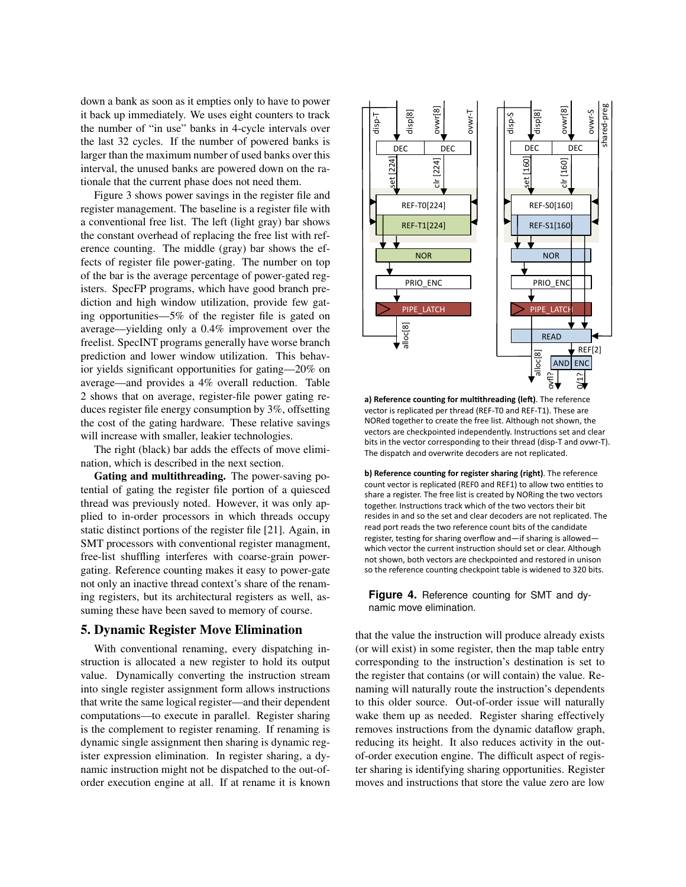down a bank as soon as it empties only to have to power it back up immediately. We uses eight counters to track the number of "in use" banks in 4-cycle intervals over the last 32 cycles. If the number of powered banks is larger than the maximum number of used banks over this interval, the unused banks are powered down on the rationale that the current phase does not need them.

Figure 3 shows power savings in the register file and register management. The baseline is a register file with a conventional free list. The left (light gray) bar shows the constant overhead of replacing the free list with reference counting. The middle (gray) bar shows the effects of register file power-gating. The number on top of the bar is the average percentage of power-gated registers. SpecFP programs, which have good branch prediction and high window utilization, provide few gating opportunities—5% of the register file is gated on average—yielding only a 0.4% improvement over the freelist. SpecINT programs generally have worse branch prediction and lower window utilization. This behavior yields significant opportunities for gating—20% on average—and provides a 4% overall reduction. Table 2 shows that on average, register-file power gating reduces register file energy consumption by 3%, offsetting the cost of the gating hardware. These relative savings will increase with smaller, leakier technologies.

The right (black) bar adds the effects of move elimination, which is described in the next section.

**Gating and multithreading.** The power-saving potential of gating the register file portion of a quiesced thread was previously noted. However, it was only applied to in-order processors in which threads occupy static distinct portions of the register file [21]. Again, in SMT processors with conventional register managment, free-list shuffling interferes with coarse-grain power-gating. Reference counting makes it easy to power-gate not only an inactive thread context's share of the renaming registers, but its architectural registers as well, assuming these have been saved to memory of course.

## 5. Dynamic Register Move Elimination

With conventional renaming, every dispatching instruction is allocated a new register to hold its output value. Dynamically converting the instruction stream into single register assignment form allows instructions that write the same logical register—and their dependent computations—to execute in parallel. Register sharing is the complement to register renaming. If renaming is dynamic single assignment then sharing is dynamic register expression elimination. In register sharing, a dynamic instruction might not be dispatched to the out-of-order execution engine at all. If at rename it is known that the value the instruction will produce already exists (or will exist) in some register, then the map table entry corresponding to the instruction's destination is set to the register that contains (or will contain) the value. Renaming will naturally route the instruction's dependents to this older source. Out-of-order issue will naturally wake them up as needed. Register sharing effectively removes instructions from the dynamic dataflow graph, reducing its height. It also reduces activity in the out-of-order execution engine. The difficult aspect of register sharing is identifying sharing opportunities. Register moves and instructions that store the value zero are low

**a) Reference counting for multithreading (left).** The reference vector is replicated per thread (REF-T0 and REF-T1). These are NORed together to create the free list. Although not shown, the vectors are checkpointed independently. Instructions set and clear bits in the vector corresponding to their thread (disp-T and ovwr-T). The dispatch and overwrite decoders are not replicated.

**b) Reference counting for register sharing (right).** The reference count vector is replicated (REF0 and REF1) to allow two entities to share a register. The free list is created by NORing the two vectors together. Instructions track which of the two vectors their bit resides in and so the set and clear decoders are not replicated. The read port reads the two reference count bits of the candidate register, testing for sharing overflow and—if sharing is allowed—which vector the current instruction should set or clear. Although not shown, both vectors are checkpointed and restored in unison so the reference counting checkpoint table is widened to 320 bits.

**Figure 4.** Reference counting for SMT and dynamic move elimination.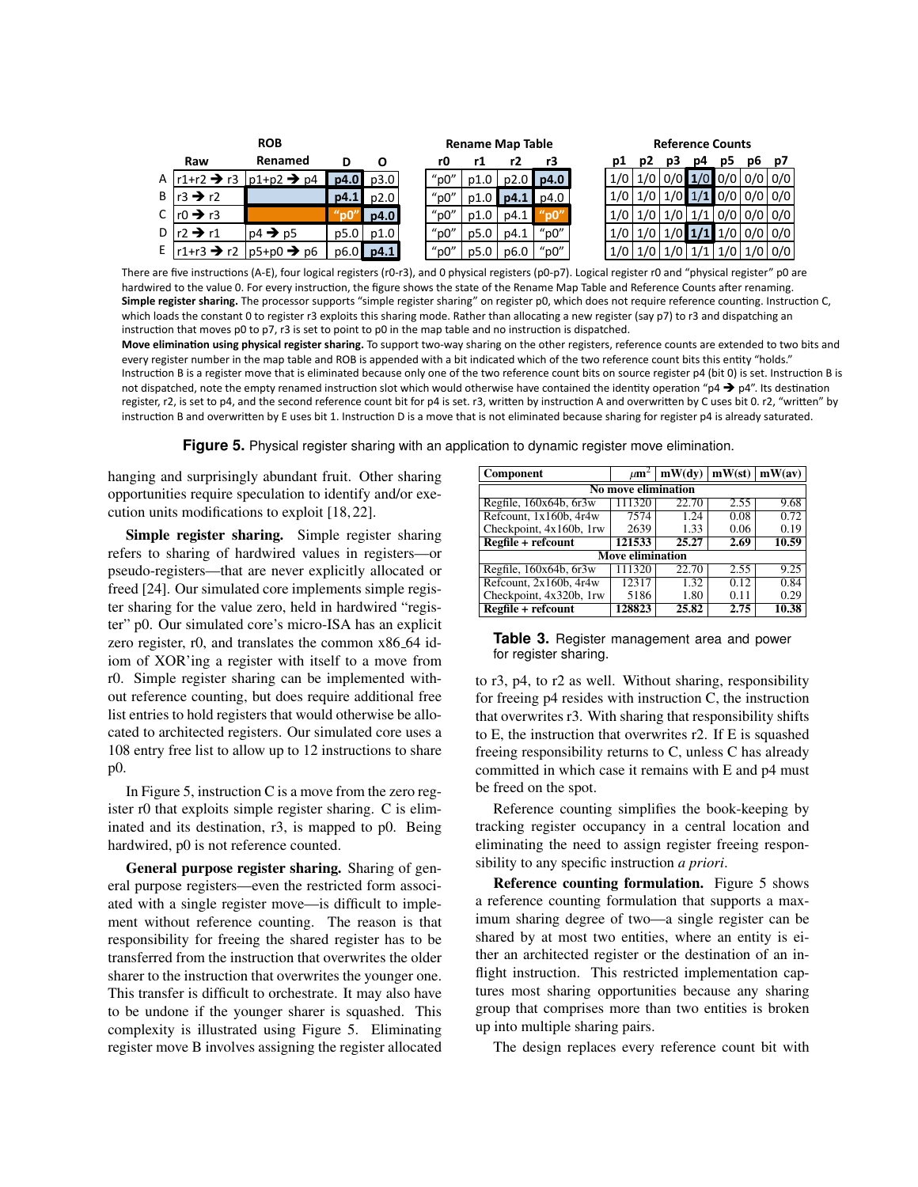| | ROB | | | | Rename Map Table | | | | Reference Counts | | | | | | |
|---|---|---|---|---|---|---|---|---|---|---|---|---|---|---|---|
| | Raw | Renamed | D | O | r0 | r1 | r2 | r3 | p1 | p2 | p3 | p4 | p5 | p6 | p7 |
| A | r1+r2 → r3 | p1+p2 → p4 | **p4.0** | p3.0 | "p0" | p1.0 | p2.0 | **p4.0** | 1/0 | 1/0 | 0/0 | **1/0** | 0/0 | 0/0 | 0/0 |
| B | r3 → r2 | | **p4.1** | p2.0 | "p0" | p1.0 | **p4.1** | p4.0 | 1/0 | 1/0 | 1/0 | **1/1** | 0/0 | 0/0 | 0/0 |
| C | r0 → r3 | | **"p0"** | **p4.0** | "p0" | p1.0 | p4.1 | **"p0"** | 1/0 | 1/0 | 1/0 | 1/1 | 0/0 | 0/0 | 0/0 |
| D | r2 → r1 | p4 → p5 | p5.0 | p1.0 | "p0" | p5.0 | p4.1 | "p0" | 1/0 | 1/0 | 1/0 | **1/1** | 1/0 | 0/0 | 0/0 |
| E | r1+r3 → r2 | p5+p0 → p6 | p6.0 | **p4.1** | "p0" | p5.0 | p6.0 | "p0" | 1/0 | 1/0 | 1/0 | 1/1 | 1/0 | 1/0 | 0/0 |

There are five instructions (A-E), four logical registers (r0-r3), and 0 physical registers (p0-p7). Logical register r0 and "physical register" p0 are hardwired to the value 0. For every instruction, the figure shows the state of the Rename Map Table and Reference Counts after renaming.

**Simple register sharing.** The processor supports "simple register sharing" on register p0, which does not require reference counting. Instruction C, which loads the constant 0 to register r3 exploits this sharing mode. Rather than allocating a new register (say p7) to r3 and dispatching an instruction that moves p0 to p7, r3 is set to point to p0 in the map table and no instruction is dispatched.

**Move elimination using physical register sharing.** To support two-way sharing on the other registers, reference counts are extended to two bits and every register number in the map table and ROB is appended with a bit indicated which of the two reference count bits this entity "holds." Instruction B is a register move that is eliminated because only one of the two reference count bits on source register p4 (bit 0) is set. Instruction B is not dispatched, note the empty renamed instruction slot which would otherwise have contained the identity operation "p4 → p4". Its destination register, r2, is set to p4, and the second reference count bit for p4 is set. r3, written by instruction A and overwritten by C uses bit 0. r2, "written" by instruction B and overwritten by E uses bit 1. Instruction D is a move that is not eliminated because sharing for register p4 is already saturated.

**Figure 5.** Physical register sharing with an application to dynamic register move elimination.

hanging and surprisingly abundant fruit. Other sharing opportunities require speculation to identify and/or execution units modifications to exploit [18, 22].

**Simple register sharing.** Simple register sharing refers to sharing of hardwired values in registers—or pseudo-registers—that are never explicitly allocated or freed [24]. Our simulated core implements simple register sharing for the value zero, held in hardwired "register" p0. Our simulated core's micro-ISA has an explicit zero register, r0, and translates the common x86_64 idiom of XOR'ing a register with itself to a move from r0. Simple register sharing can be implemented without reference counting, but does require additional free list entries to hold registers that would otherwise be allocated to architected registers. Our simulated core uses a 108 entry free list to allow up to 12 instructions to share p0.

In Figure 5, instruction C is a move from the zero register r0 that exploits simple register sharing. C is eliminated and its destination, r3, is mapped to p0. Being hardwired, p0 is not reference counted.

**General purpose register sharing.** Sharing of general purpose registers—even the restricted form associated with a single register move—is difficult to implement without reference counting. The reason is that responsibility for freeing the shared register has to be transferred from the instruction that overwrites the older sharer to the instruction that overwrites the younger one. This transfer is difficult to orchestrate. It may also have to be undone if the younger sharer is squashed. This complexity is illustrated using Figure 5. Eliminating register move B involves assigning the register allocated to r3, p4, to r2 as well. Without sharing, responsibility for freeing p4 resides with instruction C, the instruction that overwrites r3. With sharing that responsibility shifts to E, the instruction that overwrites r2. If E is squashed freeing responsibility returns to C, unless C has already committed in which case it remains with E and p4 must be freed on the spot.

| Component | $\mu m^2$ | mW(dy) | mW(st) | mW(av) |
|---|---|---|---|---|
| **No move elimination** | | | | |
| Regfile, 160x64b, 6r3w | 111320 | 22.70 | 2.55 | 9.68 |
| Refcount, 1x160b, 4r4w | 7574 | 1.24 | 0.08 | 0.72 |
| Checkpoint, 4x160b, 1rw | 2639 | 1.33 | 0.06 | 0.19 |
| **Regfile + refcount** | **121533** | **25.27** | **2.69** | **10.59** |
| **Move elimination** | | | | |
| Regfile, 160x64b, 6r3w | 111320 | 22.70 | 2.55 | 9.25 |
| Refcount, 2x160b, 4r4w | 12317 | 1.32 | 0.12 | 0.84 |
| Checkpoint, 4x320b, 1rw | 5186 | 1.80 | 0.11 | 0.29 |
| **Regfile + refcount** | **128823** | **25.82** | **2.75** | **10.38** |

**Table 3.** Register management area and power for register sharing.

Reference counting simplifies the book-keeping by tracking register occupancy in a central location and eliminating the need to assign register freeing responsibility to any specific instruction *a priori*.

**Reference counting formulation.** Figure 5 shows a reference counting formulation that supports a maximum sharing degree of two—a single register can be shared by at most two entities, where an entity is either an architected register or the destination of an in-flight instruction. This restricted implementation captures most sharing opportunities because any sharing group that comprises more than two entities is broken up into multiple sharing pairs.

The design replaces every reference count bit with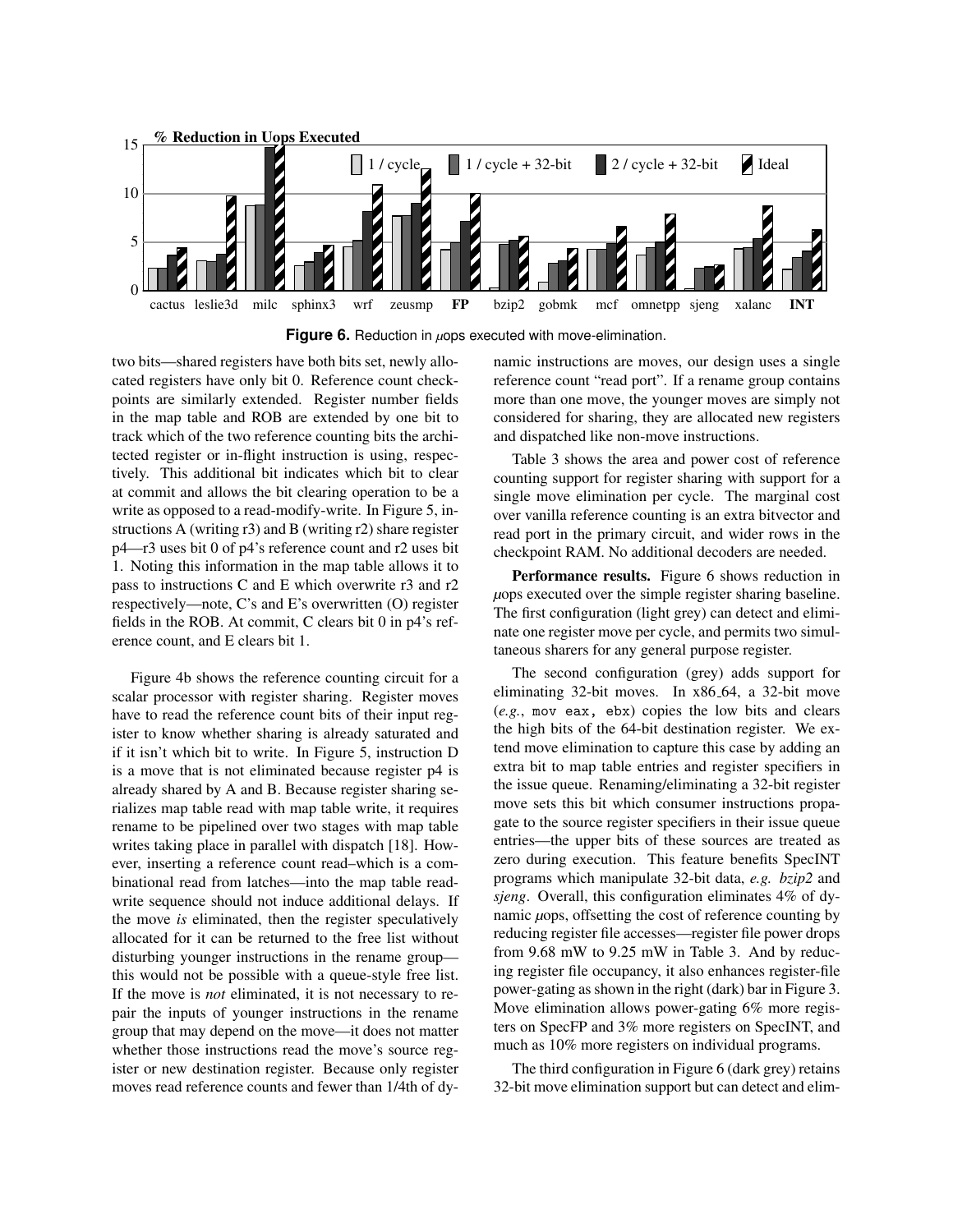**Figure 6.** Reduction in $\mu$ops executed with move-elimination.

two bits—shared registers have both bits set, newly allocated registers have only bit 0. Reference count checkpoints are similarly extended. Register number fields in the map table and ROB are extended by one bit to track which of the two reference counting bits the architected register or in-flight instruction is using, respectively. This additional bit indicates which bit to clear at commit and allows the bit clearing operation to be a write as opposed to a read-modify-write. In Figure 5, instructions A (writing r3) and B (writing r2) share register p4—r3 uses bit 0 of p4's reference count and r2 uses bit 1. Noting this information in the map table allows it to pass to instructions C and E which overwrite r3 and r2 respectively—note, C's and E's overwritten (O) register fields in the ROB. At commit, C clears bit 0 in p4's reference count, and E clears bit 1.

Figure 4b shows the reference counting circuit for a scalar processor with register sharing. Register moves have to read the reference count bits of their input register to know whether sharing is already saturated and if it isn't which bit to write. In Figure 5, instruction D is a move that is not eliminated because register p4 is already shared by A and B. Because register sharing serializes map table read with map table write, it requires rename to be pipelined over two stages with map table writes taking place in parallel with dispatch [18]. However, inserting a reference count read–which is a combinational read from latches—into the map table read-write sequence should not induce additional delays. If the move *is* eliminated, then the register speculatively allocated for it can be returned to the free list without disturbing younger instructions in the rename group—this would not be possible with a queue-style free list. If the move is *not* eliminated, it is not necessary to repair the inputs of younger instructions in the rename group that may depend on the move—it does not matter whether those instructions read the move's source register or new destination register. Because only register moves read reference counts and fewer than 1/4th of dynamic instructions are moves, our design uses a single reference count "read port". If a rename group contains more than one move, the younger moves are simply not considered for sharing, they are allocated new registers and dispatched like non-move instructions.

Table 3 shows the area and power cost of reference counting support for register sharing with support for a single move elimination per cycle. The marginal cost over vanilla reference counting is an extra bitvector and read port in the primary circuit, and wider rows in the checkpoint RAM. No additional decoders are needed.

**Performance results.** Figure 6 shows reduction in $\mu$ops executed over the simple register sharing baseline. The first configuration (light grey) can detect and eliminate one register move per cycle, and permits two simultaneous sharers for any general purpose register.

The second configuration (grey) adds support for eliminating 32-bit moves. In x86_64, a 32-bit move (*e.g.*, `mov eax, ebx`) copies the low bits and clears the high bits of the 64-bit destination register. We extend move elimination to capture this case by adding an extra bit to map table entries and register specifiers in the issue queue. Renaming/eliminating a 32-bit register move sets this bit which consumer instructions propagate to the source register specifiers in their issue queue entries—the upper bits of these sources are treated as zero during execution. This feature benefits SpecINT programs which manipulate 32-bit data, *e.g. bzip2* and *sjeng*. Overall, this configuration eliminates 4% of dynamic $\mu$ops, offsetting the cost of reference counting by reducing register file accesses—register file power drops from 9.68 mW to 9.25 mW in Table 3. And by reducing register file occupancy, it also enhances register-file power-gating as shown in the right (dark) bar in Figure 3. Move elimination allows power-gating 6% more registers on SpecFP and 3% more registers on SpecINT, and much as 10% more registers on individual programs.

The third configuration in Figure 6 (dark grey) retains 32-bit move elimination support but can detect and elim-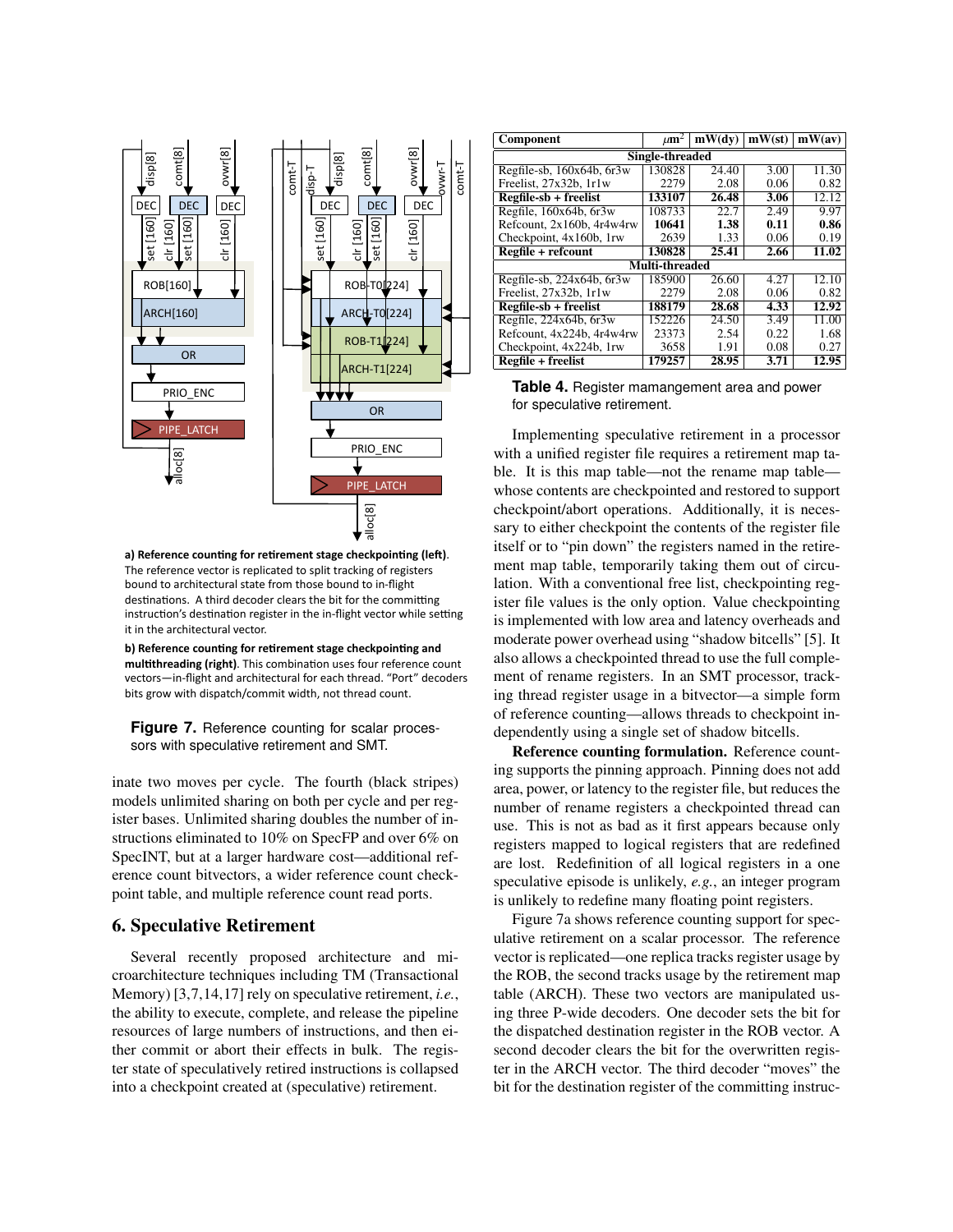a) Reference counting for retirement stage checkpointing (left). The reference vector is replicated to split tracking of registers bound to architectural state from those bound to in-flight destinations. A third decoder clears the bit for the committing instruction's destination register in the in-flight vector while setting it in the architectural vector.

b) Reference counting for retirement stage checkpointing and multithreading (right). This combination uses four reference count vectors—in-flight and architectural for each thread. "Port" decoders bits grow with dispatch/commit width, not thread count.

**Figure 7.** Reference counting for scalar processors with speculative retirement and SMT.

inate two moves per cycle. The fourth (black stripes) models unlimited sharing on both per cycle and per register bases. Unlimited sharing doubles the number of instructions eliminated to 10% on SpecFP and over 6% on SpecINT, but at a larger hardware cost—additional reference count bitvectors, a wider reference count checkpoint table, and multiple reference count read ports.

## 6. Speculative Retirement

Several recently proposed architecture and microarchitecture techniques including TM (Transactional Memory) [3,7,14,17] rely on speculative retirement, *i.e.*, the ability to execute, complete, and release the pipeline resources of large numbers of instructions, and then either commit or abort their effects in bulk. The register state of speculatively retired instructions is collapsed into a checkpoint created at (speculative) retirement.

| Component | $\mu m^2$ | mW(dy) | mW(st) | mW(av) |
|---|---|---|---|---|
| **Single-threaded** | | | | |
| Regfile-sb, 160x64b, 6r3w | 130828 | 24.40 | 3.00 | 11.30 |
| Freelist, 27x32b, 1r1w | 2279 | 2.08 | 0.06 | 0.82 |
| **Regfile-sb + freelist** | **133107** | **26.48** | **3.06** | 12.12 |
| Regfile, 160x64b, 6r3w | 108733 | 22.7 | 2.49 | 9.97 |
| Refcount, 2x160b, 4r4w4rw | **10641** | **1.38** | **0.11** | **0.86** |
| Checkpoint, 4x160b, 1rw | 2639 | 1.33 | 0.06 | 0.19 |
| **Regfile + refcount** | 130828 | **25.41** | **2.66** | **11.02** |
| **Multi-threaded** | | | | |
| Regfile-sb, 224x64b, 6r3w | 185900 | 26.60 | 4.27 | 12.10 |
| Freelist, 27x32b, 1r1w | 2279 | 2.08 | 0.06 | 0.82 |
| **Regfile-sb + freelist** | **188179** | **28.68** | **4.33** | **12.92** |
| Regfile, 224x64b, 6r3w | 152226 | 24.50 | 3.49 | 11.00 |
| Refcount, 4x224b, 4r4w4rw | 23373 | 2.54 | 0.22 | 1.68 |
| Checkpoint, 4x224b, 1rw | 3658 | 1.91 | 0.08 | 0.27 |
| **Regfile + freelist** | **179257** | **28.95** | **3.71** | **12.95** |

**Table 4.** Register mamangement area and power for speculative retirement.

Implementing speculative retirement in a processor with a unified register file requires a retirement map table. It is this map table—not the rename map table—whose contents are checkpointed and restored to support checkpoint/abort operations. Additionally, it is necessary to either checkpoint the contents of the register file itself or to "pin down" the registers named in the retirement map table, temporarily taking them out of circulation. With a conventional free list, checkpointing register file values is the only option. Value checkpointing is implemented with low area and latency overheads and moderate power overhead using "shadow bitcells" [5]. It also allows a checkpointed thread to use the full complement of rename registers. In an SMT processor, tracking thread register usage in a bitvector—a simple form of reference counting—allows threads to checkpoint independently using a single set of shadow bitcells.

**Reference counting formulation.** Reference counting supports the pinning approach. Pinning does not add area, power, or latency to the register file, but reduces the number of rename registers a checkpointed thread can use. This is not as bad as it first appears because only registers mapped to logical registers that are redefined are lost. Redefinition of all logical registers in a one speculative episode is unlikely, *e.g.*, an integer program is unlikely to redefine many floating point registers.

Figure 7a shows reference counting support for speculative retirement on a scalar processor. The reference vector is replicated—one replica tracks register usage by the ROB, the second tracks usage by the retirement map table (ARCH). These two vectors are manipulated using three P-wide decoders. One decoder sets the bit for the dispatched destination register in the ROB vector. A second decoder clears the bit for the overwritten register in the ARCH vector. The third decoder "moves" the bit for the destination register of the committing instruc-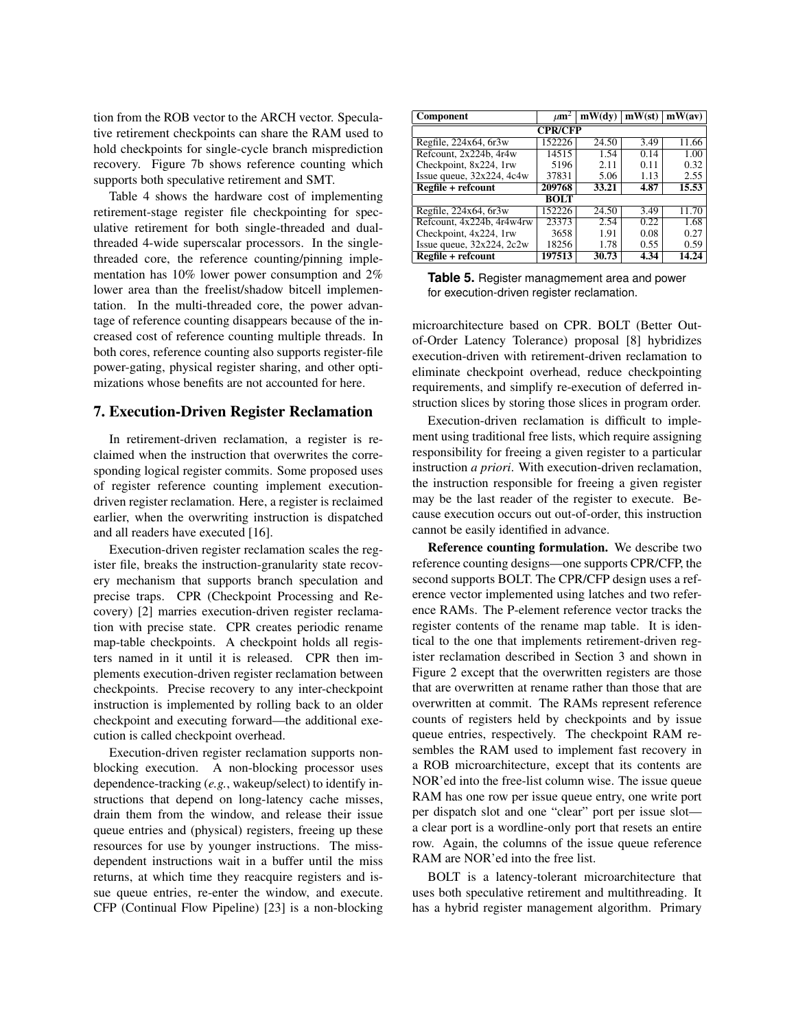tion from the ROB vector to the ARCH vector. Speculative retirement checkpoints can share the RAM used to hold checkpoints for single-cycle branch misprediction recovery. Figure 7b shows reference counting which supports both speculative retirement and SMT.

Table 4 shows the hardware cost of implementing retirement-stage register file checkpointing for speculative retirement for both single-threaded and dual-threaded 4-wide superscalar processors. In the single-threaded core, the reference counting/pinning implementation has 10% lower power consumption and 2% lower area than the freelist/shadow bitcell implementation. In the multi-threaded core, the power advantage of reference counting disappears because of the increased cost of reference counting multiple threads. In both cores, reference counting also supports register-file power-gating, physical register sharing, and other optimizations whose benefits are not accounted for here.

## 7. Execution-Driven Register Reclamation

In retirement-driven reclamation, a register is reclaimed when the instruction that overwrites the corresponding logical register commits. Some proposed uses of register reference counting implement execution-driven register reclamation. Here, a register is reclaimed earlier, when the overwriting instruction is dispatched and all readers have executed [16].

Execution-driven register reclamation scales the register file, breaks the instruction-granularity state recovery mechanism that supports branch speculation and precise traps. CPR (Checkpoint Processing and Recovery) [2] marries execution-driven register reclamation with precise state. CPR creates periodic rename map-table checkpoints. A checkpoint holds all registers named in it until it is released. CPR then implements execution-driven register reclamation between checkpoints. Precise recovery to any inter-checkpoint instruction is implemented by rolling back to an older checkpoint and executing forward—the additional execution is called checkpoint overhead.

Execution-driven register reclamation supports non-blocking execution. A non-blocking processor uses dependence-tracking (*e.g.*, wakeup/select) to identify instructions that depend on long-latency cache misses, drain them from the window, and release their issue queue entries and (physical) registers, freeing up these resources for use by younger instructions. The miss-dependent instructions wait in a buffer until the miss returns, at which time they reacquire registers and issue queue entries, re-enter the window, and execute. CFP (Continual Flow Pipeline) [23] is a non-blocking microarchitecture based on CPR. BOLT (Better Out-of-Order Latency Tolerance) proposal [8] hybridizes execution-driven with retirement-driven reclamation to eliminate checkpoint overhead, reduce checkpointing requirements, and simplify re-execution of deferred instruction slices by storing those slices in program order.

| Component | $\mu m^2$ | mW(dy) | mW(st) | mW(av) |
|---|---|---|---|---|
| **CPR/CFP** | | | | |
| Regfile, 224x64, 6r3w | 152226 | 24.50 | 3.49 | 11.66 |
| Refcount, 2x224b, 4r4w | 14515 | 1.54 | 0.14 | 1.00 |
| Checkpoint, 8x224, 1rw | 5196 | 2.11 | 0.11 | 0.32 |
| Issue queue, 32x224, 4c4w | 37831 | 5.06 | 1.13 | 2.55 |
| **Regfile + refcount** | **209768** | **33.21** | **4.87** | **15.53** |
| **BOLT** | | | | |
| Regfile, 224x64, 6r3w | 152226 | 24.50 | 3.49 | 11.70 |
| Refcount, 4x224b, 4r4w4rw | 23373 | 2.54 | 0.22 | 1.68 |
| Checkpoint, 4x224, 1rw | 3658 | 1.91 | 0.08 | 0.27 |
| Issue queue, 32x224, 2c2w | 18256 | 1.78 | 0.55 | 0.59 |
| **Regfile + refcount** | **197513** | **30.73** | **4.34** | **14.24** |

**Table 5.** Register managmement area and power for execution-driven register reclamation.

Execution-driven reclamation is difficult to implement using traditional free lists, which require assigning responsibility for freeing a given register to a particular instruction *a priori*. With execution-driven reclamation, the instruction responsible for freeing a given register may be the last reader of the register to execute. Because execution occurs out out-of-order, this instruction cannot be easily identified in advance.

**Reference counting formulation.** We describe two reference counting designs—one supports CPR/CFP, the second supports BOLT. The CPR/CFP design uses a reference vector implemented using latches and two reference RAMs. The P-element reference vector tracks the register contents of the rename map table. It is identical to the one that implements retirement-driven register reclamation described in Section 3 and shown in Figure 2 except that the overwritten registers are those that are overwritten at rename rather than those that are overwritten at commit. The RAMs represent reference counts of registers held by checkpoints and by issue queue entries, respectively. The checkpoint RAM resembles the RAM used to implement fast recovery in a ROB microarchitecture, except that its contents are NOR'ed into the free-list column wise. The issue queue RAM has one row per issue queue entry, one write port per dispatch slot and one "clear" port per issue slot—a clear port is a wordline-only port that resets an entire row. Again, the columns of the issue queue reference RAM are NOR'ed into the free list.

BOLT is a latency-tolerant microarchitecture that uses both speculative retirement and multithreading. It has a hybrid register management algorithm. Primary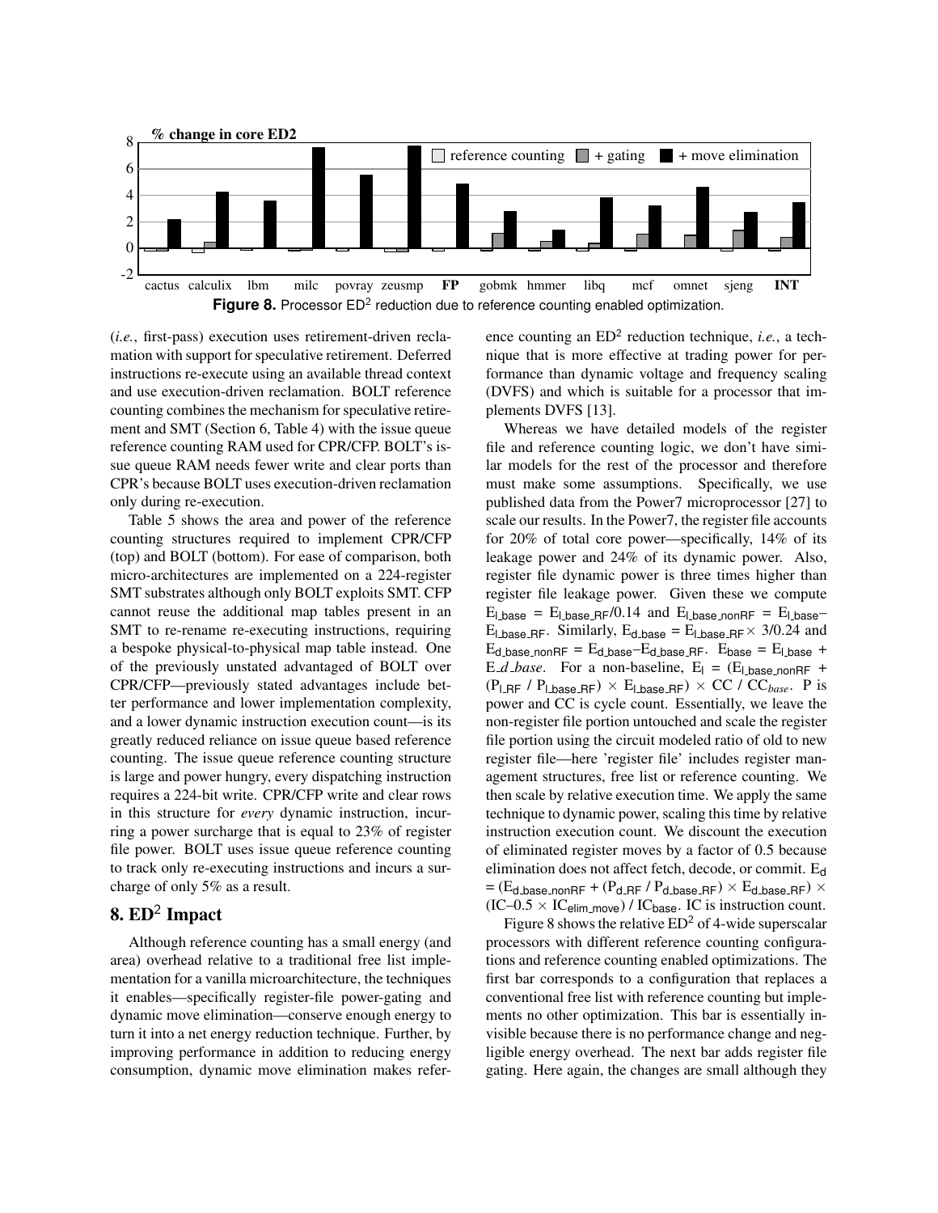**Figure 8.** Processor $ED^2$ reduction due to reference counting enabled optimization.

(*i.e.*, first-pass) execution uses retirement-driven reclamation with support for speculative retirement. Deferred instructions re-execute using an available thread context and use execution-driven reclamation. BOLT reference counting combines the mechanism for speculative retirement and SMT (Section 6, Table 4) with the issue queue reference counting RAM used for CPR/CFP. BOLT's issue queue RAM needs fewer write and clear ports than CPR's because BOLT uses execution-driven reclamation only during re-execution.

Table 5 shows the area and power of the reference counting structures required to implement CPR/CFP (top) and BOLT (bottom). For ease of comparison, both micro-architectures are implemented on a 224-register SMT substrates although only BOLT exploits SMT. CFP cannot reuse the additional map tables present in an SMT to re-rename re-executing instructions, requiring a bespoke physical-to-physical map table instead. One of the previously unstated advantages of BOLT over CPR/CFP—previously stated advantages include better performance and lower implementation complexity, and a lower dynamic instruction execution count—is its greatly reduced reliance on issue queue based reference counting. The issue queue reference counting structure is large and power hungry, every dispatching instruction requires a 224-bit write. CPR/CFP write and clear rows in this structure for *every* dynamic instruction, incurring a power surcharge that is equal to 23% of register file power. BOLT uses issue queue reference counting to track only re-executing instructions and incurs a surcharge of only 5% as a result.

## 8. $ED^2$ Impact

Although reference counting has a small energy (and area) overhead relative to a traditional free list implementation for a vanilla microarchitecture, the techniques it enables—specifically register-file power-gating and dynamic move elimination—conserve enough energy to turn it into a net energy reduction technique. Further, by improving performance in addition to reducing energy consumption, dynamic move elimination makes reference counting an $ED^2$ reduction technique, *i.e.*, a technique that is more effective at trading power for performance than dynamic voltage and frequency scaling (DVFS) and which is suitable for a processor that implements DVFS [13].

Whereas we have detailed models of the register file and reference counting logic, we don't have similar models for the rest of the processor and therefore must make some assumptions. Specifically, we use published data from the Power7 microprocessor [27] to scale our results. In the Power7, the register file accounts for 20% of total core power—specifically, 14% of its leakage power and 24% of its dynamic power. Also, register file dynamic power is three times higher than register file leakage power. Given these we compute $E_{l\_base} = E_{l\_base\_RF}/0.14$ and $E_{l\_base\_nonRF} = E_{l\_base} - E_{l\_base\_RF}$. Similarly, $E_{d\_base} = E_{l\_base\_RF} \times 3/0.24$ and $E_{d\_base\_nonRF} = E_{d\_base} - E_{d\_base\_RF}$. $E_{base} = E_{l\_base} + E\_d\_base$. For a non-baseline, $E_l = (E_{l\_base\_nonRF} + (P_{l\_RF} / P_{l\_base\_RF}) \times E_{l\_base\_RF}) \times CC / CC_{base}$. P is power and CC is cycle count. Essentially, we leave the non-register file portion untouched and scale the register file portion using the circuit modeled ratio of old to new register file—here 'register file' includes register management structures, free list or reference counting. We then scale by relative execution time. We apply the same technique to dynamic power, scaling this time by relative instruction execution count. We discount the execution of eliminated register moves by a factor of 0.5 because elimination does not affect fetch, decode, or commit. $E_d = (E_{d\_base\_nonRF} + (P_{d\_RF} / P_{d\_base\_RF}) \times E_{d\_base\_RF}) \times (IC - 0.5 \times IC_{elim\_move}) / IC_{base}$. IC is instruction count.

Figure 8 shows the relative $ED^2$ of 4-wide superscalar processors with different reference counting configurations and reference counting enabled optimizations. The first bar corresponds to a configuration that replaces a conventional free list with reference counting but implements no other optimization. This bar is essentially invisible because there is no performance change and negligible energy overhead. The next bar adds register file gating. Here again, the changes are small although they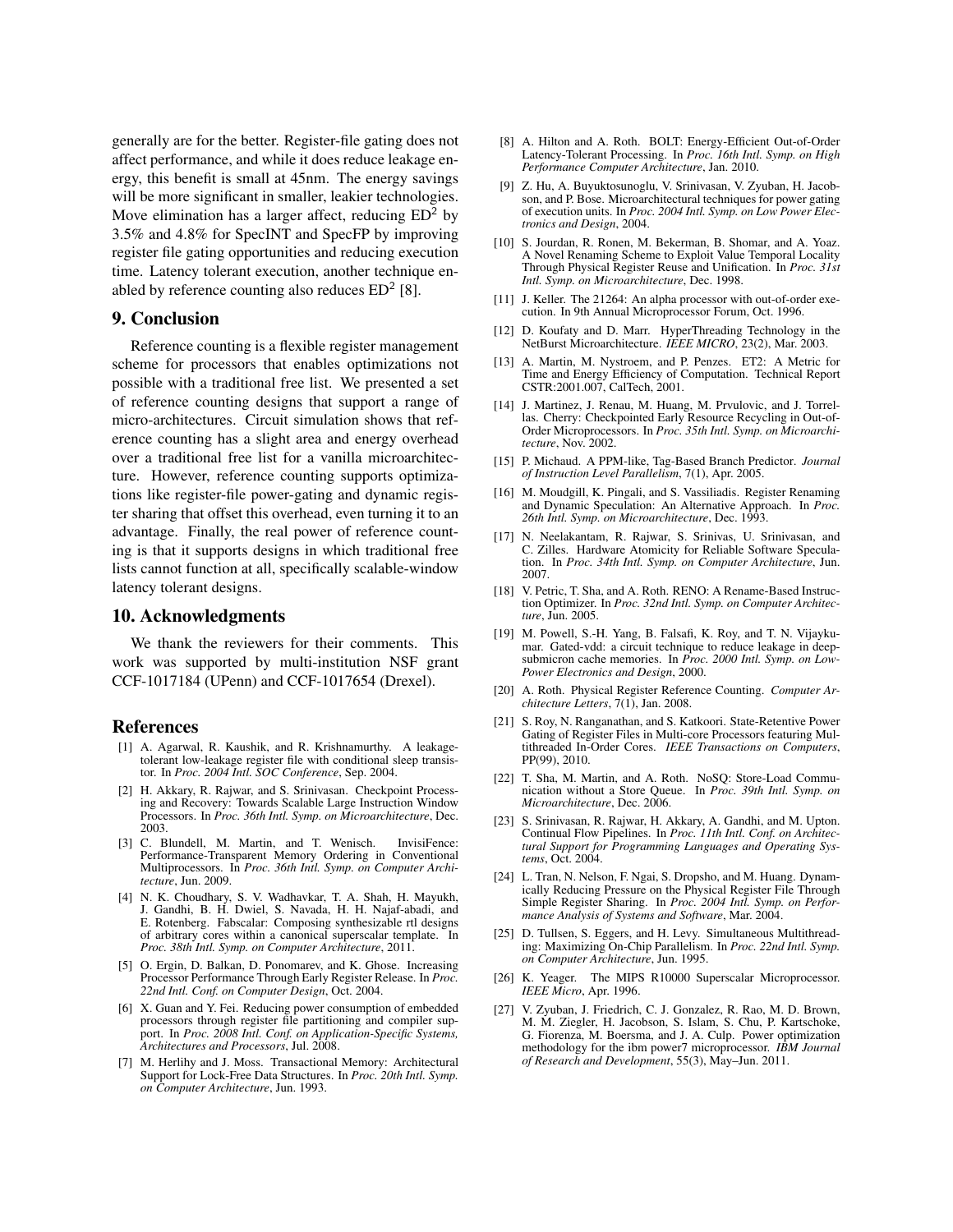generally are for the better. Register-file gating does not affect performance, and while it does reduce leakage energy, this benefit is small at 45nm. The energy savings will be more significant in smaller, leakier technologies. Move elimination has a larger affect, reducing $ED^2$ by 3.5% and 4.8% for SpecINT and SpecFP by improving register file gating opportunities and reducing execution time. Latency tolerant execution, another technique enabled by reference counting also reduces $ED^2$ [8].

## 9. Conclusion

Reference counting is a flexible register management scheme for processors that enables optimizations not possible with a traditional free list. We presented a set of reference counting designs that support a range of micro-architectures. Circuit simulation shows that reference counting has a slight area and energy overhead over a traditional free list for a vanilla microarchitecture. However, reference counting supports optimizations like register-file power-gating and dynamic register sharing that offset this overhead, even turning it to an advantage. Finally, the real power of reference counting is that it supports designs in which traditional free lists cannot function at all, specifically scalable-window latency tolerant designs.

## 10. Acknowledgments

We thank the reviewers for their comments. This work was supported by multi-institution NSF grant CCF-1017184 (UPenn) and CCF-1017654 (Drexel).

## References

[1] A. Agarwal, R. Kaushik, and R. Krishnamurthy. A leakage-tolerant low-leakage register file with conditional sleep transistor. In *Proc. 2004 Intl. SOC Conference*, Sep. 2004.

[2] H. Akkary, R. Rajwar, and S. Srinivasan. Checkpoint Processing and Recovery: Towards Scalable Large Instruction Window Processors. In *Proc. 36th Intl. Symp. on Microarchitecture*, Dec. 2003.

[3] C. Blundell, M. Martin, and T. Wenisch. InvisiFence: Performance-Transparent Memory Ordering in Conventional Multiprocessors. In *Proc. 36th Intl. Symp. on Computer Architecture*, Jun. 2009.

[4] N. K. Choudhary, S. V. Wadhavkar, T. A. Shah, H. Mayukh, J. Gandhi, B. H. Dwiel, S. Navada, H. H. Najaf-abadi, and E. Rotenberg. Fabscalar: Composing synthesizable rtl designs of arbitrary cores within a canonical superscalar template. In *Proc. 38th Intl. Symp. on Computer Architecture*, 2011.

[5] O. Ergin, D. Balkan, D. Ponomarev, and K. Ghose. Increasing Processor Performance Through Early Register Release. In *Proc. 22nd Intl. Conf. on Computer Design*, Oct. 2004.

[6] X. Guan and Y. Fei. Reducing power consumption of embedded processors through register file partitioning and compiler support. In *Proc. 2008 Intl. Conf. on Application-Specific Systems, Architectures and Processors*, Jul. 2008.

[7] M. Herlihy and J. Moss. Transactional Memory: Architectural Support for Lock-Free Data Structures. In *Proc. 20th Intl. Symp. on Computer Architecture*, Jun. 1993.

[8] A. Hilton and A. Roth. BOLT: Energy-Efficient Out-of-Order Latency-Tolerant Processing. In *Proc. 16th Intl. Symp. on High Performance Computer Architecture*, Jan. 2010.

[9] Z. Hu, A. Buyuktosunoglu, V. Srinivasan, V. Zyuban, H. Jacobson, and P. Bose. Microarchitectural techniques for power gating of execution units. In *Proc. 2004 Intl. Symp. on Low Power Electronics and Design*, 2004.

[10] S. Jourdan, R. Ronen, M. Bekerman, B. Shomar, and A. Yoaz. A Novel Renaming Scheme to Exploit Value Temporal Locality Through Physical Register Reuse and Unification. In *Proc. 31st Intl. Symp. on Microarchitecture*, Dec. 1998.

[11] J. Keller. The 21264: An alpha processor with out-of-order execution. In 9th Annual Microprocessor Forum, Oct. 1996.

[12] D. Koufaty and D. Marr. HyperThreading Technology in the NetBurst Microarchitecture. *IEEE MICRO*, 23(2), Mar. 2003.

[13] A. Martin, M. Nystroem, and P. Penzes. ET2: A Metric for Time and Energy Efficiency of Computation. Technical Report CSTR:2001.007, CalTech, 2001.

[14] J. Martinez, J. Renau, M. Huang, M. Prvulovic, and J. Torrellas. Cherry: Checkpointed Early Resource Recycling in Out-of-Order Microprocessors. In *Proc. 35th Intl. Symp. on Microarchitecture*, Nov. 2002.

[15] P. Michaud. A PPM-like, Tag-Based Branch Predictor. *Journal of Instruction Level Parallelism*, 7(1), Apr. 2005.

[16] M. Moudgill, K. Pingali, and S. Vassiliadis. Register Renaming and Dynamic Speculation: An Alternative Approach. In *Proc. 26th Intl. Symp. on Microarchitecture*, Dec. 1993.

[17] N. Neelakantam, R. Rajwar, S. Srinivas, U. Srinivasan, and C. Zilles. Hardware Atomicity for Reliable Software Speculation. In *Proc. 34th Intl. Symp. on Computer Architecture*, Jun. 2007.

[18] V. Petric, T. Sha, and A. Roth. RENO: A Rename-Based Instruction Optimizer. In *Proc. 32nd Intl. Symp. on Computer Architecture*, Jun. 2005.

[19] M. Powell, S.-H. Yang, B. Falsafi, K. Roy, and T. N. Vijaykumar. Gated-vdd: a circuit technique to reduce leakage in deep-submicron cache memories. In *Proc. 2000 Intl. Symp. on Low-Power Electronics and Design*, 2000.

[20] A. Roth. Physical Register Reference Counting. *Computer Architecture Letters*, 7(1), Jan. 2008.

[21] S. Roy, N. Ranganathan, and S. Katkoori. State-Retentive Power Gating of Register Files in Multi-core Processors featuring Multithreaded In-Order Cores. *IEEE Transactions on Computers*, PP(99), 2010.

[22] T. Sha, M. Martin, and A. Roth. NoSQ: Store-Load Communication without a Store Queue. In *Proc. 39th Intl. Symp. on Microarchitecture*, Dec. 2006.

[23] S. Srinivasan, R. Rajwar, H. Akkary, A. Gandhi, and M. Upton. Continual Flow Pipelines. In *Proc. 11th Intl. Conf. on Architectural Support for Programming Languages and Operating Systems*, Oct. 2004.

[24] L. Tran, N. Nelson, F. Ngai, S. Dropsho, and M. Huang. Dynamically Reducing Pressure on the Physical Register File Through Simple Register Sharing. In *Proc. 2004 Intl. Symp. on Performance Analysis of Systems and Software*, Mar. 2004.

[25] D. Tullsen, S. Eggers, and H. Levy. Simultaneous Multithreading: Maximizing On-Chip Parallelism. In *Proc. 22nd Intl. Symp. on Computer Architecture*, Jun. 1995.

[26] K. Yeager. The MIPS R10000 Superscalar Microprocessor. *IEEE Micro*, Apr. 1996.

[27] V. Zyuban, J. Friedrich, C. J. Gonzalez, R. Rao, M. D. Brown, M. M. Ziegler, H. Jacobson, S. Islam, S. Chu, P. Kartschoke, G. Fiorenza, M. Boersma, and J. A. Culp. Power optimization methodology for the ibm power7 microprocessor. *IBM Journal of Research and Development*, 55(3), May–Jun. 2011.